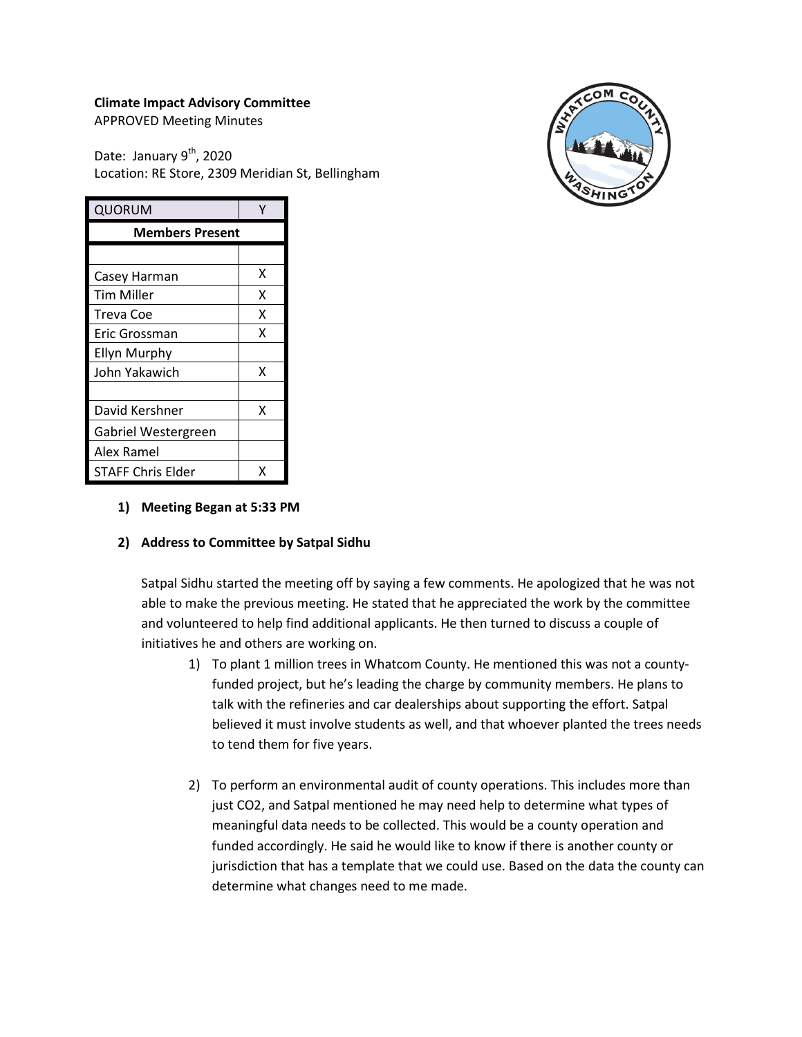**Climate Impact Advisory Committee**
APPROVED Meeting Minutes

Date: January 9th, 2020
Location: RE Store, 2309 Meridian St, Bellingham

| QUORUM | Y |
|---|---|
| **Members Present** | |
| | |
| Casey Harman | X |
| Tim Miller | X |
| Treva Coe | X |
| Eric Grossman | X |
| Ellyn Murphy | |
| John Yakawich | X |
| | |
| David Kershner | X |
| Gabriel Westergreen | |
| Alex Ramel | |
| STAFF Chris Elder | X |

1) **Meeting Began at 5:33 PM**

2) **Address to Committee by Satpal Sidhu**

Satpal Sidhu started the meeting off by saying a few comments. He apologized that he was not able to make the previous meeting. He stated that he appreciated the work by the committee and volunteered to help find additional applicants. He then turned to discuss a couple of initiatives he and others are working on.

1) To plant 1 million trees in Whatcom County. He mentioned this was not a county-funded project, but he's leading the charge by community members. He plans to talk with the refineries and car dealerships about supporting the effort. Satpal believed it must involve students as well, and that whoever planted the trees needs to tend them for five years.

2) To perform an environmental audit of county operations. This includes more than just $CO_2$, and Satpal mentioned he may need help to determine what types of meaningful data needs to be collected. This would be a county operation and funded accordingly. He said he would like to know if there is another county or jurisdiction that has a template that we could use. Based on the data the county can determine what changes need to me made.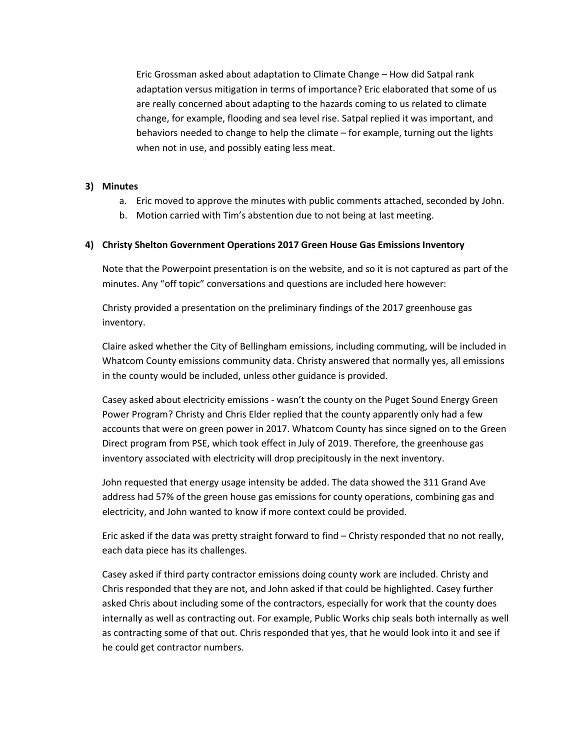Eric Grossman asked about adaptation to Climate Change – How did Satpal rank adaptation versus mitigation in terms of importance? Eric elaborated that some of us are really concerned about adapting to the hazards coming to us related to climate change, for example, flooding and sea level rise. Satpal replied it was important, and behaviors needed to change to help the climate – for example, turning out the lights when not in use, and possibly eating less meat.

**3) Minutes**

a. Eric moved to approve the minutes with public comments attached, seconded by John.
b. Motion carried with Tim's abstention due to not being at last meeting.

**4) Christy Shelton Government Operations 2017 Green House Gas Emissions Inventory**

Note that the Powerpoint presentation is on the website, and so it is not captured as part of the minutes. Any "off topic" conversations and questions are included here however:

Christy provided a presentation on the preliminary findings of the 2017 greenhouse gas inventory.

Claire asked whether the City of Bellingham emissions, including commuting, will be included in Whatcom County emissions community data. Christy answered that normally yes, all emissions in the county would be included, unless other guidance is provided.

Casey asked about electricity emissions - wasn't the county on the Puget Sound Energy Green Power Program? Christy and Chris Elder replied that the county apparently only had a few accounts that were on green power in 2017. Whatcom County has since signed on to the Green Direct program from PSE, which took effect in July of 2019. Therefore, the greenhouse gas inventory associated with electricity will drop precipitously in the next inventory.

John requested that energy usage intensity be added. The data showed the 311 Grand Ave address had 57% of the green house gas emissions for county operations, combining gas and electricity, and John wanted to know if more context could be provided.

Eric asked if the data was pretty straight forward to find – Christy responded that no not really, each data piece has its challenges.

Casey asked if third party contractor emissions doing county work are included. Christy and Chris responded that they are not, and John asked if that could be highlighted. Casey further asked Chris about including some of the contractors, especially for work that the county does internally as well as contracting out. For example, Public Works chip seals both internally as well as contracting some of that out. Chris responded that yes, that he would look into it and see if he could get contractor numbers.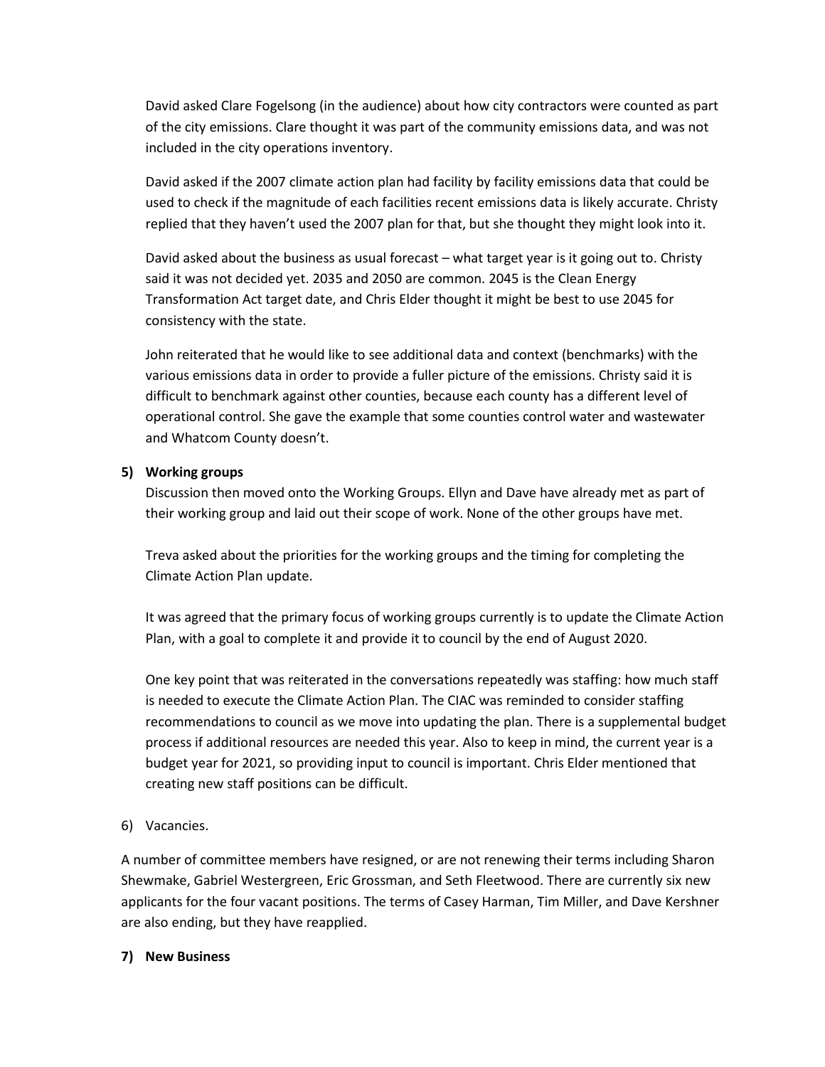David asked Clare Fogelsong (in the audience) about how city contractors were counted as part of the city emissions. Clare thought it was part of the community emissions data, and was not included in the city operations inventory.

David asked if the 2007 climate action plan had facility by facility emissions data that could be used to check if the magnitude of each facilities recent emissions data is likely accurate. Christy replied that they haven't used the 2007 plan for that, but she thought they might look into it.

David asked about the business as usual forecast – what target year is it going out to. Christy said it was not decided yet. 2035 and 2050 are common. 2045 is the Clean Energy Transformation Act target date, and Chris Elder thought it might be best to use 2045 for consistency with the state.

John reiterated that he would like to see additional data and context (benchmarks) with the various emissions data in order to provide a fuller picture of the emissions. Christy said it is difficult to benchmark against other counties, because each county has a different level of operational control. She gave the example that some counties control water and wastewater and Whatcom County doesn't.

**5) Working groups**

Discussion then moved onto the Working Groups. Ellyn and Dave have already met as part of their working group and laid out their scope of work. None of the other groups have met.

Treva asked about the priorities for the working groups and the timing for completing the Climate Action Plan update.

It was agreed that the primary focus of working groups currently is to update the Climate Action Plan, with a goal to complete it and provide it to council by the end of August 2020.

One key point that was reiterated in the conversations repeatedly was staffing: how much staff is needed to execute the Climate Action Plan. The CIAC was reminded to consider staffing recommendations to council as we move into updating the plan. There is a supplemental budget process if additional resources are needed this year. Also to keep in mind, the current year is a budget year for 2021, so providing input to council is important. Chris Elder mentioned that creating new staff positions can be difficult.

6) Vacancies.

A number of committee members have resigned, or are not renewing their terms including Sharon Shewmake, Gabriel Westergreen, Eric Grossman, and Seth Fleetwood. There are currently six new applicants for the four vacant positions. The terms of Casey Harman, Tim Miller, and Dave Kershner are also ending, but they have reapplied.

**7) New Business**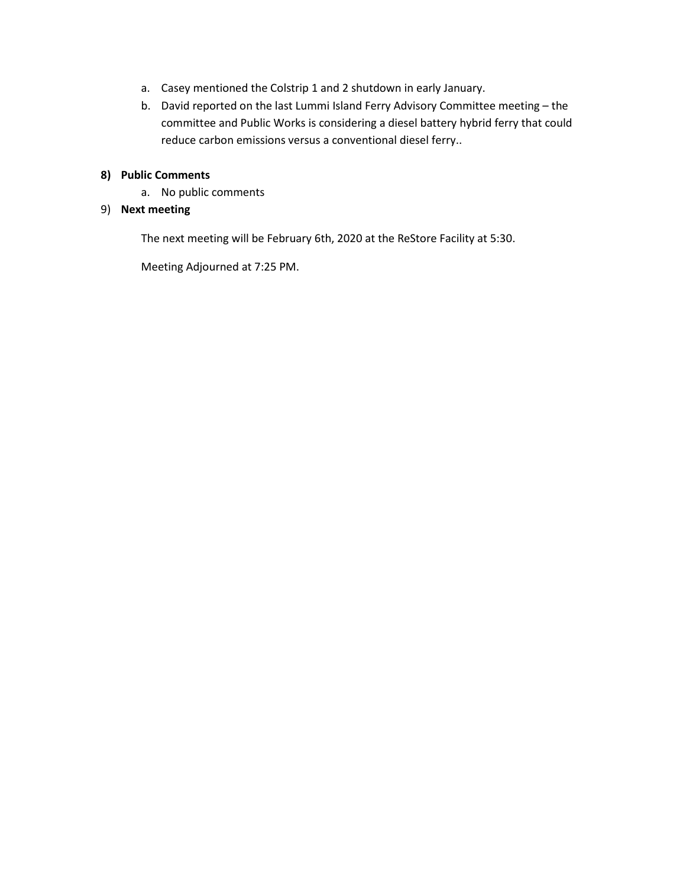a. Casey mentioned the Colstrip 1 and 2 shutdown in early January.
b. David reported on the last Lummi Island Ferry Advisory Committee meeting – the committee and Public Works is considering a diesel battery hybrid ferry that could reduce carbon emissions versus a conventional diesel ferry..

**8) Public Comments**

a. No public comments

9) **Next meeting**

The next meeting will be February 6th, 2020 at the ReStore Facility at 5:30.

Meeting Adjourned at 7:25 PM.